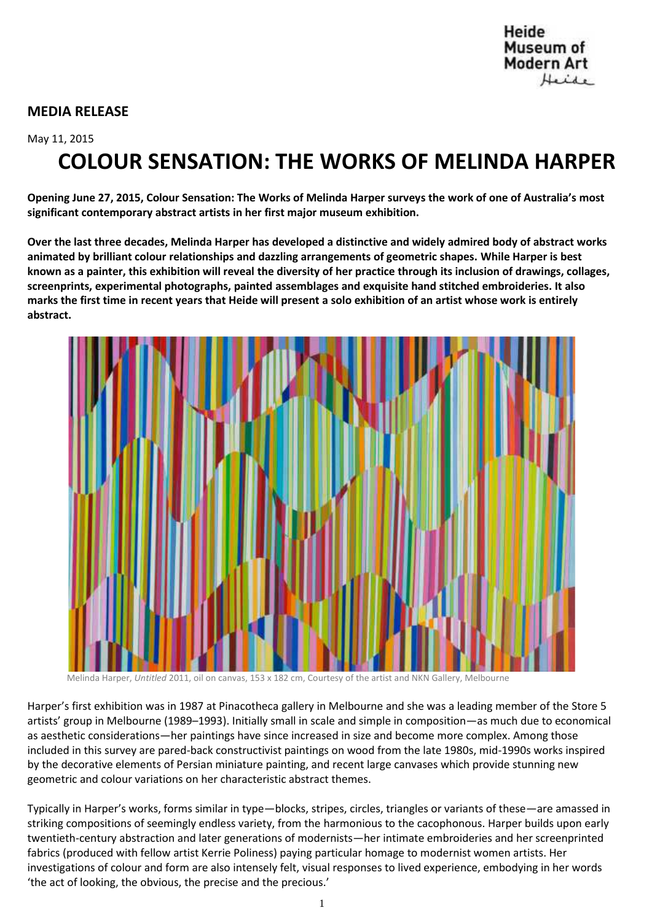Heide Museum of Modern Art

**MEDIA RELEASE**

May 11, 2015

# COLOUR SENSATION: THE WORKS OF MELINDA HARPER

**Opening June 27, 2015, Colour Sensation: The Works of Melinda Harper surveys the work of one of Australia's most significant contemporary abstract artists in her first major museum exhibition.**

**Over the last three decades, Melinda Harper has developed a distinctive and widely admired body of abstract works animated by brilliant colour relationships and dazzling arrangements of geometric shapes. While Harper is best known as a painter, this exhibition will reveal the diversity of her practice through its inclusion of drawings, collages, screenprints, experimental photographs, painted assemblages and exquisite hand stitched embroideries. It also marks the first time in recent years that Heide will present a solo exhibition of an artist whose work is entirely abstract.**

Melinda Harper, *Untitled* 2011, oil on canvas, 153 x 182 cm, Courtesy of the artist and NKN Gallery, Melbourne

Harper's first exhibition was in 1987 at Pinacotheca gallery in Melbourne and she was a leading member of the Store 5 artists' group in Melbourne (1989–1993). Initially small in scale and simple in composition—as much due to economical as aesthetic considerations—her paintings have since increased in size and become more complex. Among those included in this survey are pared-back constructivist paintings on wood from the late 1980s, mid-1990s works inspired by the decorative elements of Persian miniature painting, and recent large canvases which provide stunning new geometric and colour variations on her characteristic abstract themes.

Typically in Harper's works, forms similar in type—blocks, stripes, circles, triangles or variants of these—are amassed in striking compositions of seemingly endless variety, from the harmonious to the cacophonous. Harper builds upon early twentieth-century abstraction and later generations of modernists—her intimate embroideries and her screenprinted fabrics (produced with fellow artist Kerrie Poliness) paying particular homage to modernist women artists. Her investigations of colour and form are also intensely felt, visual responses to lived experience, embodying in her words 'the act of looking, the obvious, the precise and the precious.'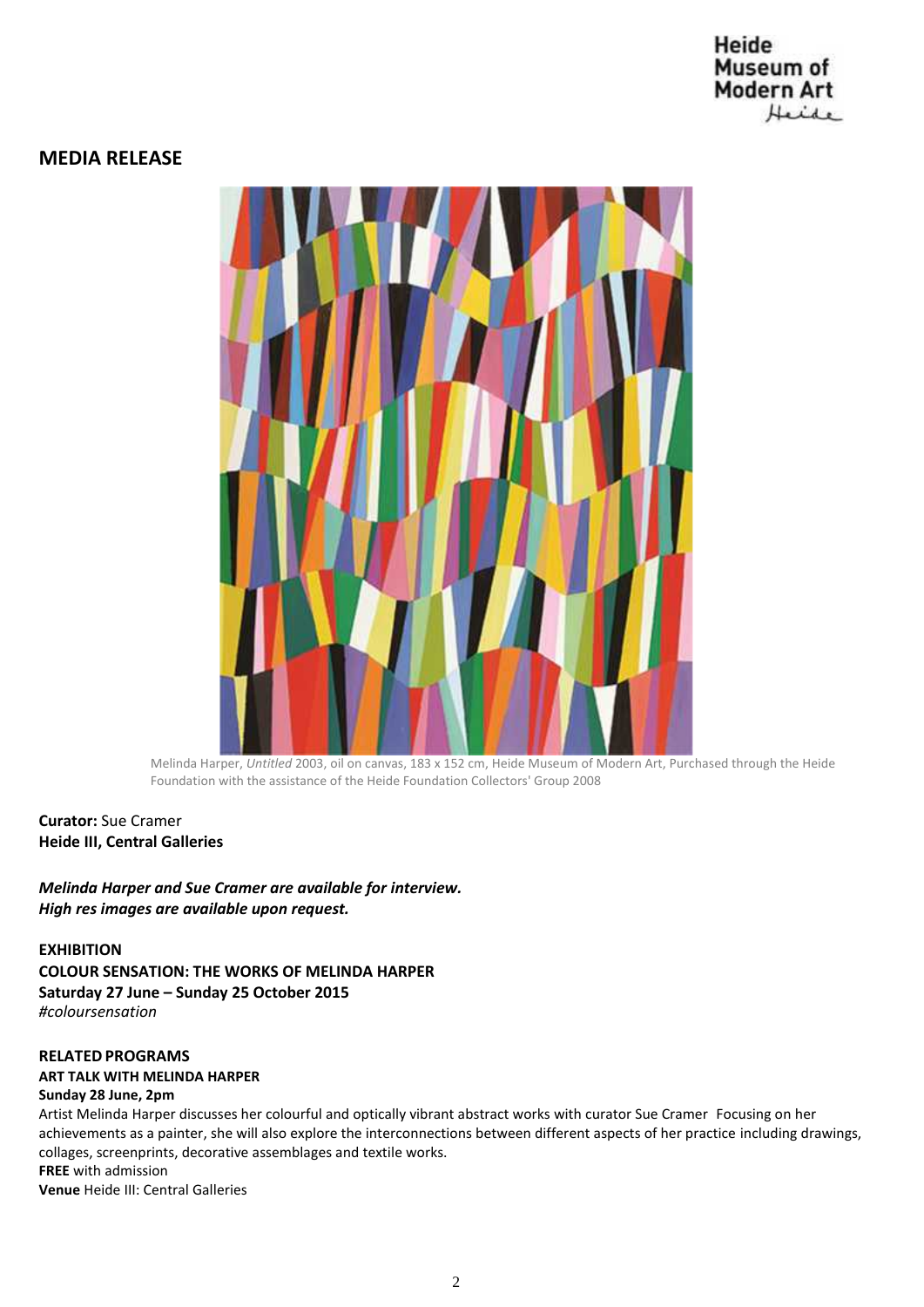## MEDIA RELEASE

Melinda Harper, *Untitled* 2003, oil on canvas, 183 x 152 cm, Heide Museum of Modern Art, Purchased through the Heide Foundation with the assistance of the Heide Foundation Collectors' Group 2008

**Curator:** Sue Cramer
**Heide III, Central Galleries**

***Melinda Harper and Sue Cramer are available for interview.***
***High res images are available upon request.***

**EXHIBITION**
**COLOUR SENSATION: THE WORKS OF MELINDA HARPER**
**Saturday 27 June – Sunday 25 October 2015**
*#coloursensation*

**RELATED PROGRAMS**
**ART TALK WITH MELINDA HARPER**
**Sunday 28 June, 2pm**
Artist Melinda Harper discusses her colourful and optically vibrant abstract works with curator Sue Cramer Focusing on her achievements as a painter, she will also explore the interconnections between different aspects of her practice including drawings, collages, screenprints, decorative assemblages and textile works.
**FREE** with admission
**Venue** Heide III: Central Galleries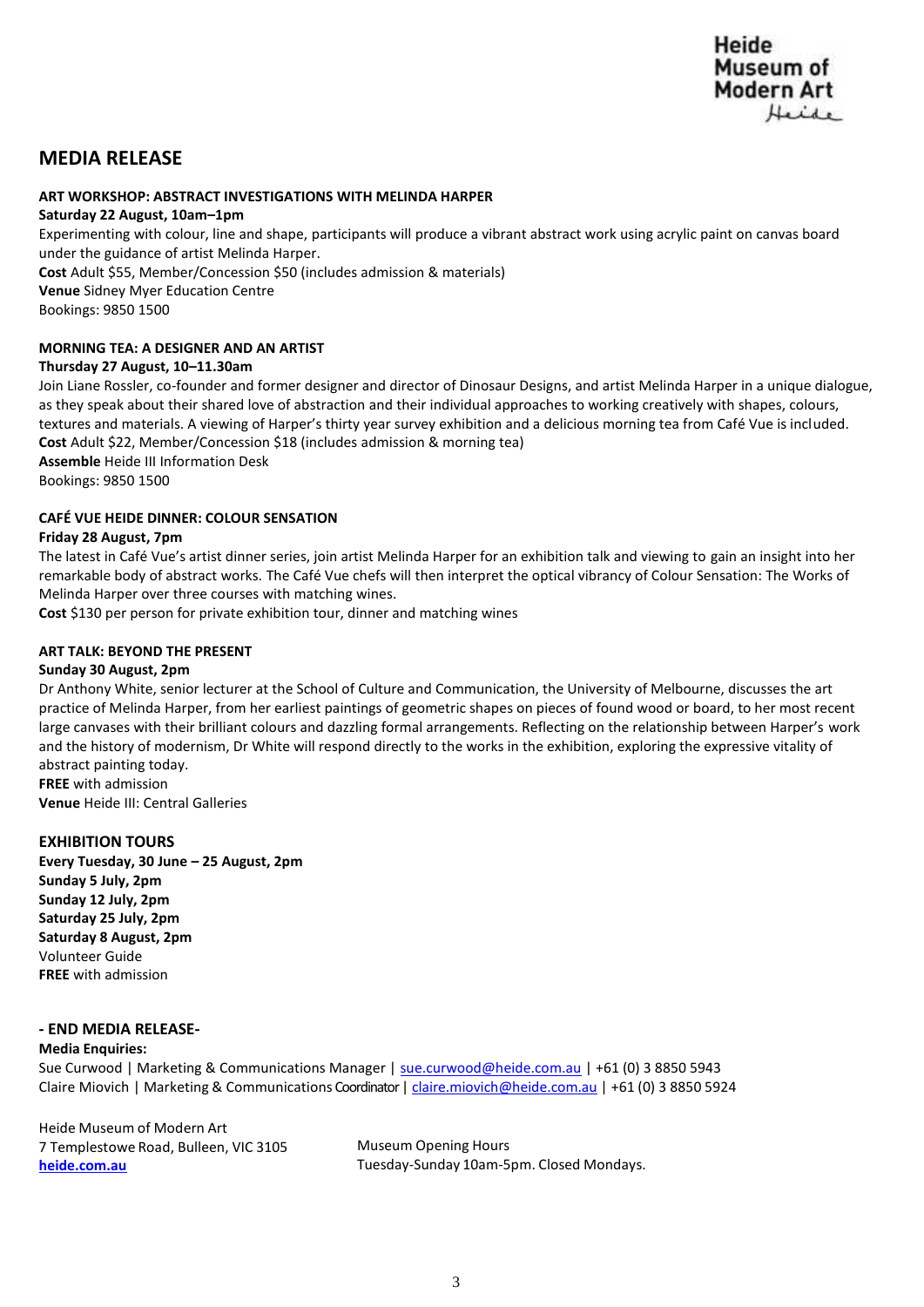Heide Museum of Modern Art

# MEDIA RELEASE

**ART WORKSHOP: ABSTRACT INVESTIGATIONS WITH MELINDA HARPER**
**Saturday 22 August, 10am–1pm**
Experimenting with colour, line and shape, participants will produce a vibrant abstract work using acrylic paint on canvas board under the guidance of artist Melinda Harper.
**Cost** Adult $55, Member/Concession $50 (includes admission & materials)
**Venue** Sidney Myer Education Centre
Bookings: 9850 1500

**MORNING TEA: A DESIGNER AND AN ARTIST**
**Thursday 27 August, 10–11.30am**
Join Liane Rossler, co-founder and former designer and director of Dinosaur Designs, and artist Melinda Harper in a unique dialogue, as they speak about their shared love of abstraction and their individual approaches to working creatively with shapes, colours, textures and materials. A viewing of Harper's thirty year survey exhibition and a delicious morning tea from Café Vue is included.
**Cost** Adult $22, Member/Concession $18 (includes admission & morning tea)
**Assemble** Heide III Information Desk
Bookings: 9850 1500

**CAFÉ VUE HEIDE DINNER: COLOUR SENSATION**
**Friday 28 August, 7pm**
The latest in Café Vue's artist dinner series, join artist Melinda Harper for an exhibition talk and viewing to gain an insight into her remarkable body of abstract works. The Café Vue chefs will then interpret the optical vibrancy of Colour Sensation: The Works of Melinda Harper over three courses with matching wines.
**Cost** $130 per person for private exhibition tour, dinner and matching wines

**ART TALK: BEYOND THE PRESENT**
**Sunday 30 August, 2pm**
Dr Anthony White, senior lecturer at the School of Culture and Communication, the University of Melbourne, discusses the art practice of Melinda Harper, from her earliest paintings of geometric shapes on pieces of found wood or board, to her most recent large canvases with their brilliant colours and dazzling formal arrangements. Reflecting on the relationship between Harper's work and the history of modernism, Dr White will respond directly to the works in the exhibition, exploring the expressive vitality of abstract painting today.
**FREE** with admission
**Venue** Heide III: Central Galleries

**EXHIBITION TOURS**
**Every Tuesday, 30 June – 25 August, 2pm**
**Sunday 5 July, 2pm**
**Sunday 12 July, 2pm**
**Saturday 25 July, 2pm**
**Saturday 8 August, 2pm**
Volunteer Guide
**FREE** with admission

**- END MEDIA RELEASE-**

**Media Enquiries:**
Sue Curwood | Marketing & Communications Manager | sue.curwood@heide.com.au | +61 (0) 3 8850 5943
Claire Miovich | Marketing & Communications Coordinator | claire.miovich@heide.com.au | +61 (0) 3 8850 5924

Heide Museum of Modern Art
7 Templestowe Road, Bulleen, VIC 3105
**heide.com.au**

Museum Opening Hours
Tuesday-Sunday 10am-5pm. Closed Mondays.